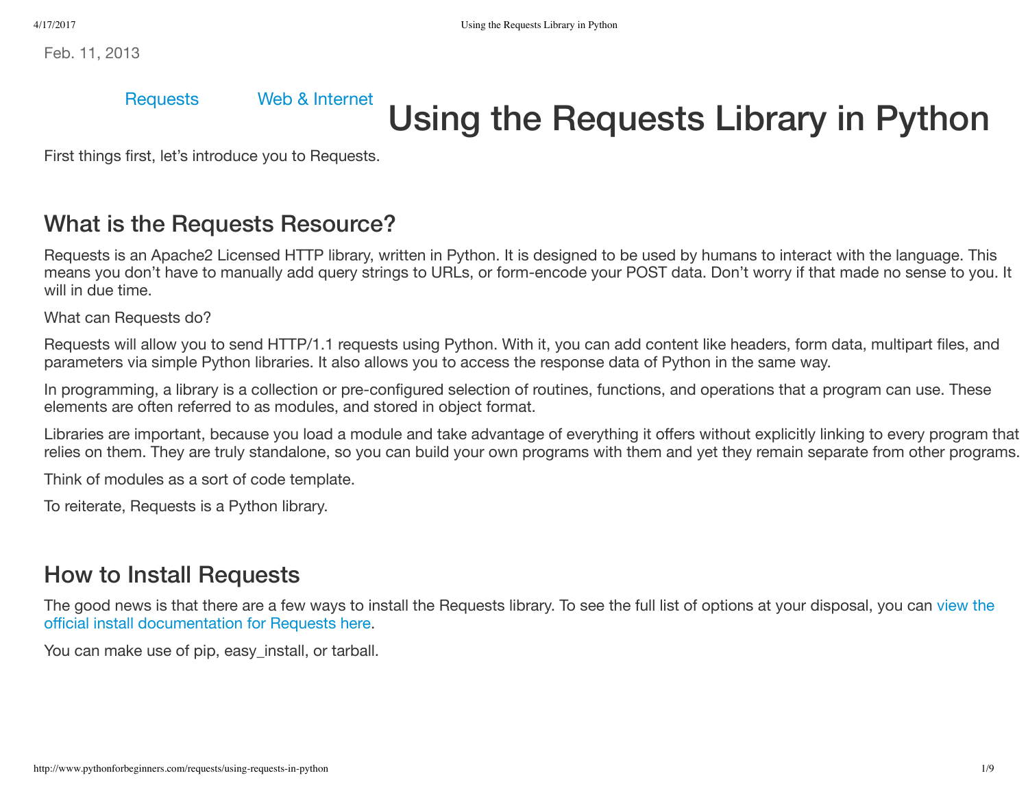Feb. 11, 2013

Requests Web & Internet

# Using the Requests Library in Python

First things first, let's introduce you to Requests.

## What is the Requests Resource?

Requests is an Apache2 Licensed HTTP library, written in Python. It is designed to be used by humans to interact with the language. This means you don't have to manually add query strings to URLs, or form-encode your POST data. Don't worry if that made no sense to you. It will in due time.

What can Requests do?

Requests will allow you to send HTTP/1.1 requests using Python. With it, you can add content like headers, form data, multipart files, and parameters via simple Python libraries. It also allows you to access the response data of Python in the same way.

In programming, a library is a collection or pre-configured selection of routines, functions, and operations that a program can use. These elements are often referred to as modules, and stored in object format.

Libraries are important, because you load a module and take advantage of everything it offers without explicitly linking to every program that relies on them. They are truly standalone, so you can build your own programs with them and yet they remain separate from other programs.

Think of modules as a sort of code template.

To reiterate, Requests is a Python library.

## How to Install Requests

The good news is that there are a few ways to install the Requests library. To see the full list of options at your disposal, you can view the official install documentation for Requests here.

You can make use of pip, easy_install, or tarball.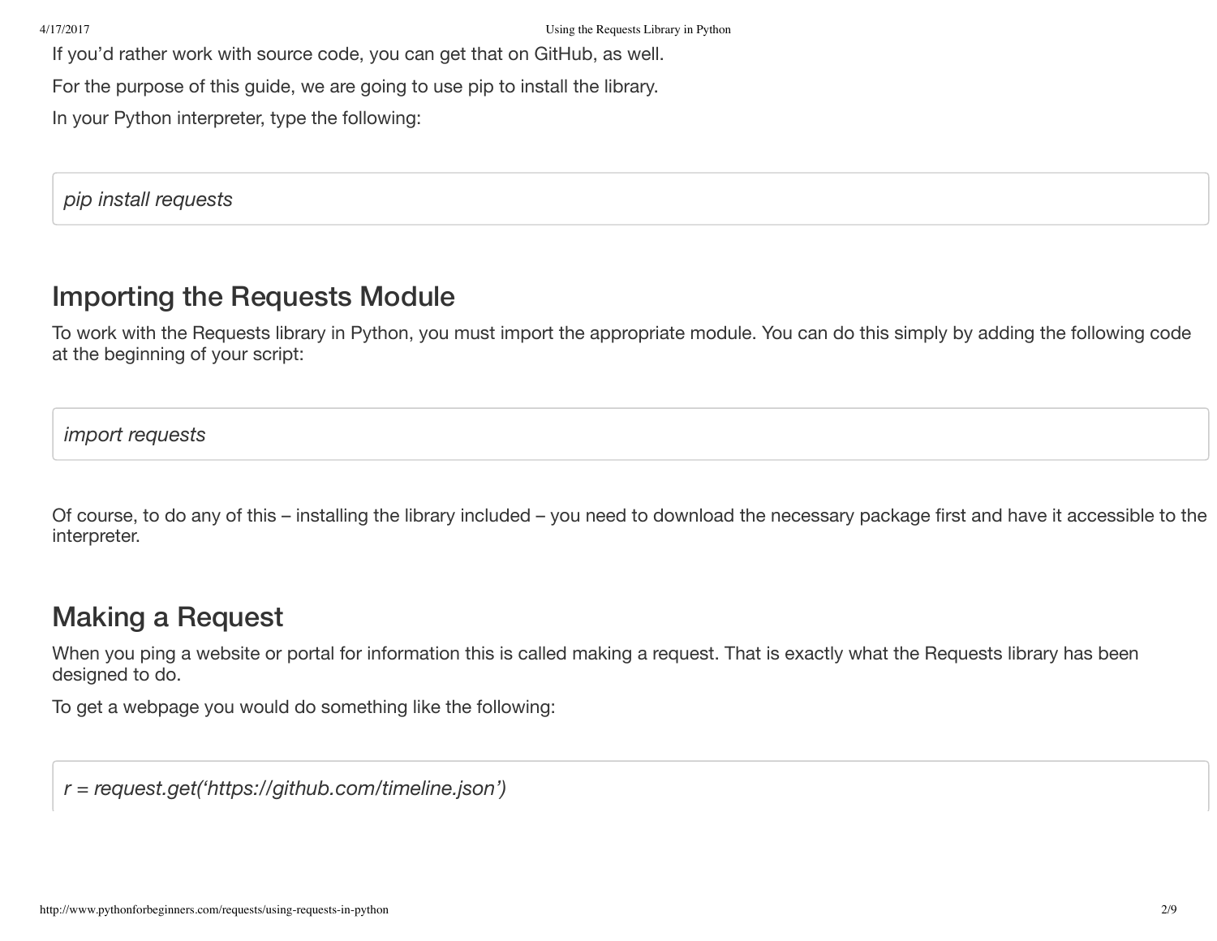If you'd rather work with source code, you can get that on GitHub, as well.

For the purpose of this guide, we are going to use pip to install the library.

In your Python interpreter, type the following:

```
pip install requests
```

## Importing the Requests Module

To work with the Requests library in Python, you must import the appropriate module. You can do this simply by adding the following code at the beginning of your script:

```
import requests
```

Of course, to do any of this – installing the library included – you need to download the necessary package first and have it accessible to the interpreter.

## Making a Request

When you ping a website or portal for information this is called making a request. That is exactly what the Requests library has been designed to do.

To get a webpage you would do something like the following:

```
r = request.get('https://github.com/timeline.json')
```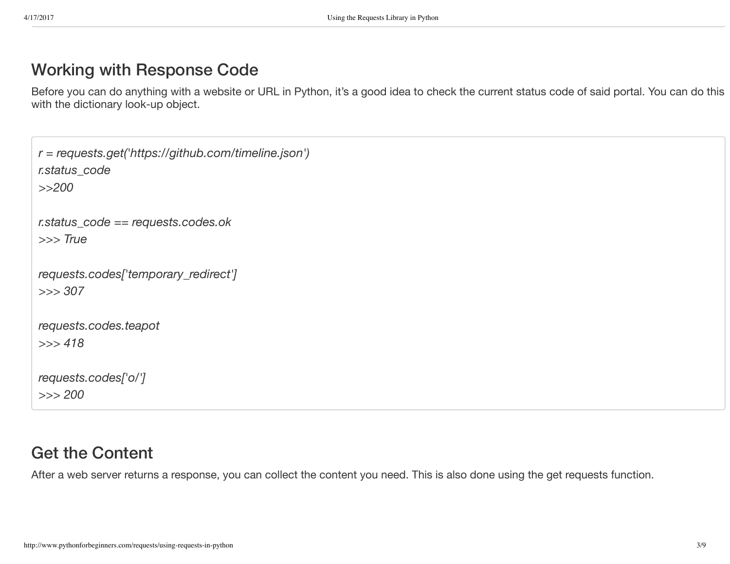## Working with Response Code

Before you can do anything with a website or URL in Python, it's a good idea to check the current status code of said portal. You can do this with the dictionary look-up object.

```
r = requests.get('https://github.com/timeline.json')
r.status_code
>>200

r.status_code == requests.codes.ok
>>> True

requests.codes['temporary_redirect']
>>> 307

requests.codes.teapot
>>> 418

requests.codes['o/']
>>> 200
```

## Get the Content

After a web server returns a response, you can collect the content you need. This is also done using the get requests function.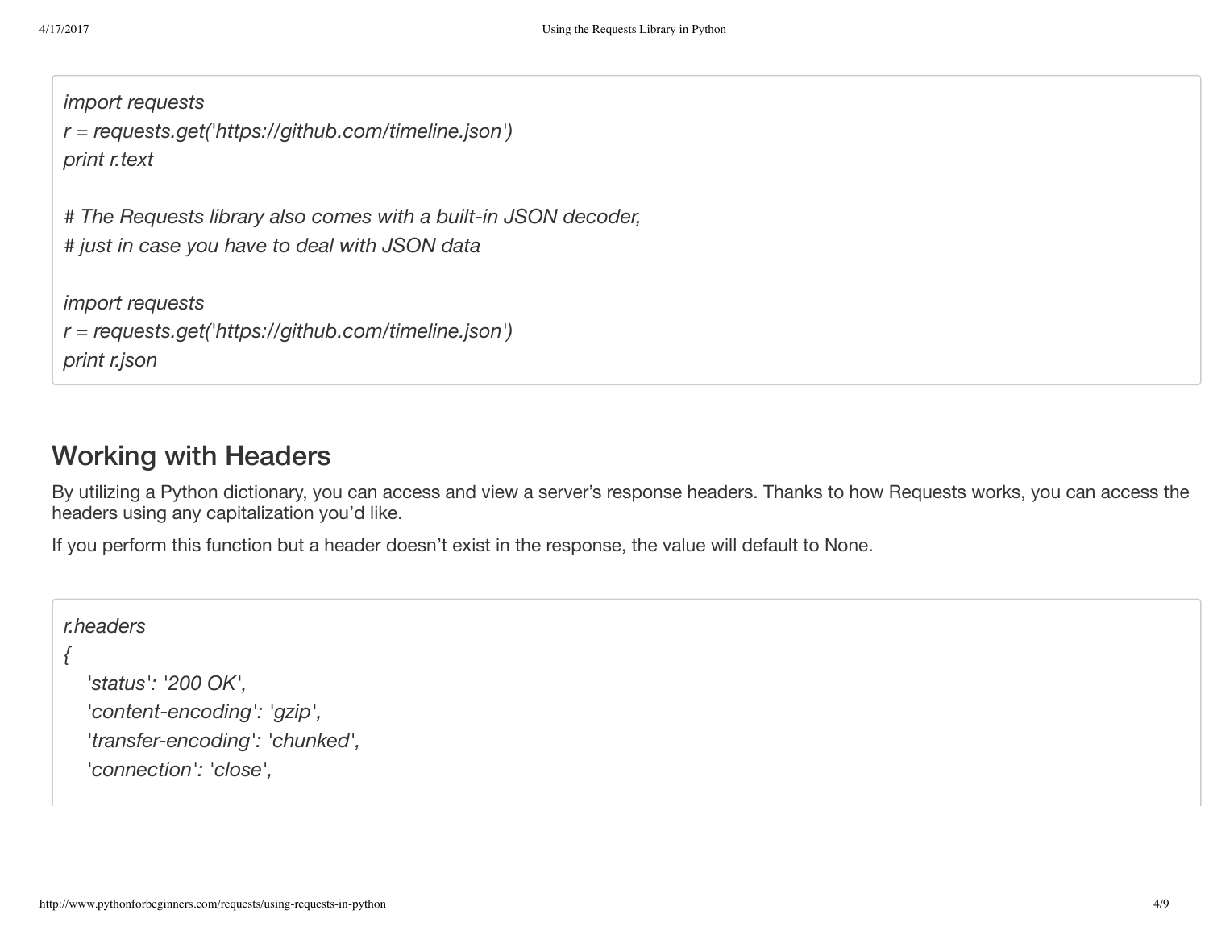```
import requests
r = requests.get('https://github.com/timeline.json')
print r.text

# The Requests library also comes with a built-in JSON decoder,
# just in case you have to deal with JSON data

import requests
r = requests.get('https://github.com/timeline.json')
print r.json
```

## Working with Headers

By utilizing a Python dictionary, you can access and view a server's response headers. Thanks to how Requests works, you can access the headers using any capitalization you'd like.

If you perform this function but a header doesn't exist in the response, the value will default to None.

```
r.headers
{
    'status': '200 OK',
    'content-encoding': 'gzip',
    'transfer-encoding': 'chunked',
    'connection': 'close',
```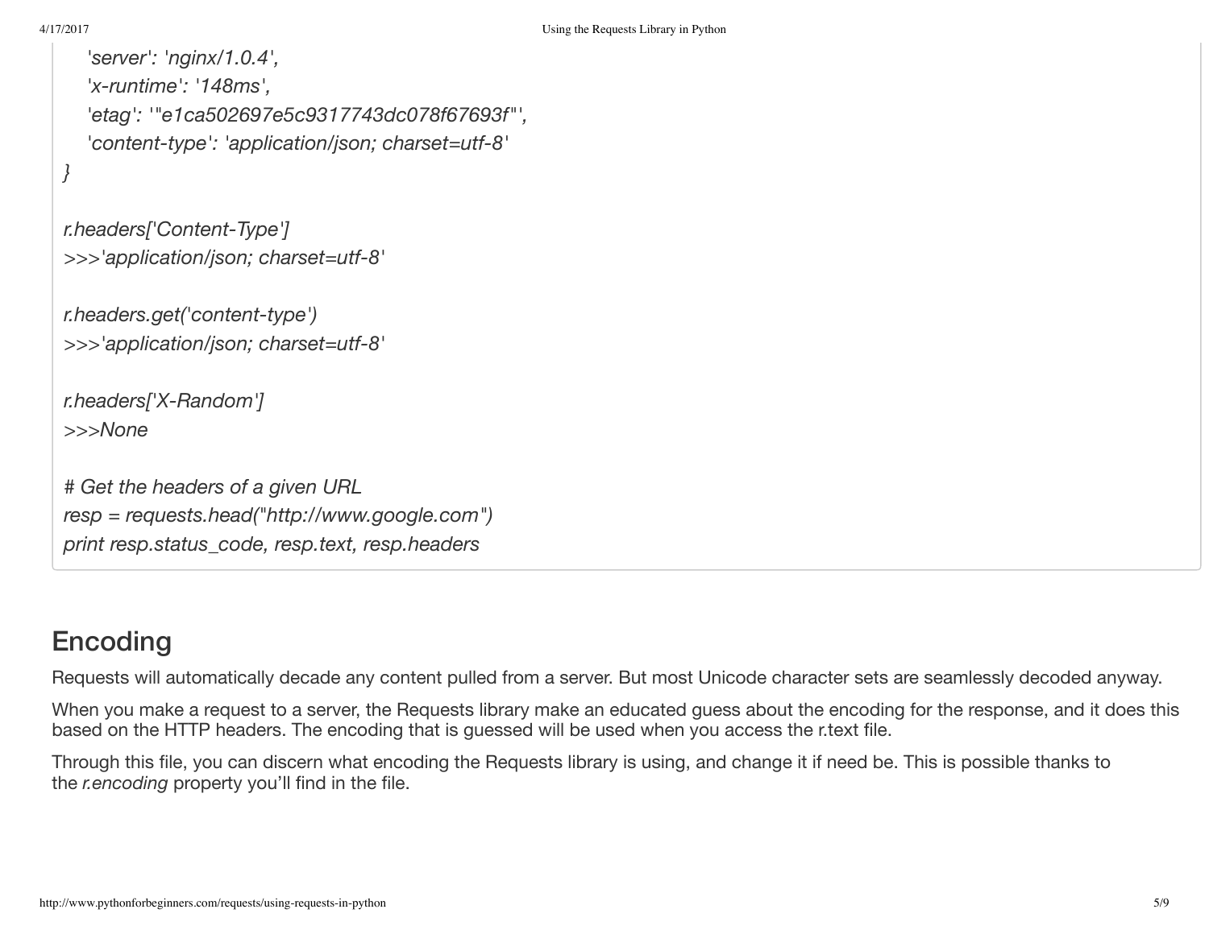```
    'server': 'nginx/1.0.4',
    'x-runtime': '148ms',
    'etag': '"e1ca502697e5c9317743dc078f67693f"',
    'content-type': 'application/json; charset=utf-8'
}

r.headers['Content-Type']
>>>'application/json; charset=utf-8'

r.headers.get('content-type')
>>>'application/json; charset=utf-8'

r.headers['X-Random']
>>>None

# Get the headers of a given URL
resp = requests.head("http://www.google.com")
print resp.status_code, resp.text, resp.headers
```

## Encoding

Requests will automatically decade any content pulled from a server. But most Unicode character sets are seamlessly decoded anyway.

When you make a request to a server, the Requests library make an educated guess about the encoding for the response, and it does this based on the HTTP headers. The encoding that is guessed will be used when you access the r.text file.

Through this file, you can discern what encoding the Requests library is using, and change it if need be. This is possible thanks to the *r.encoding* property you'll find in the file.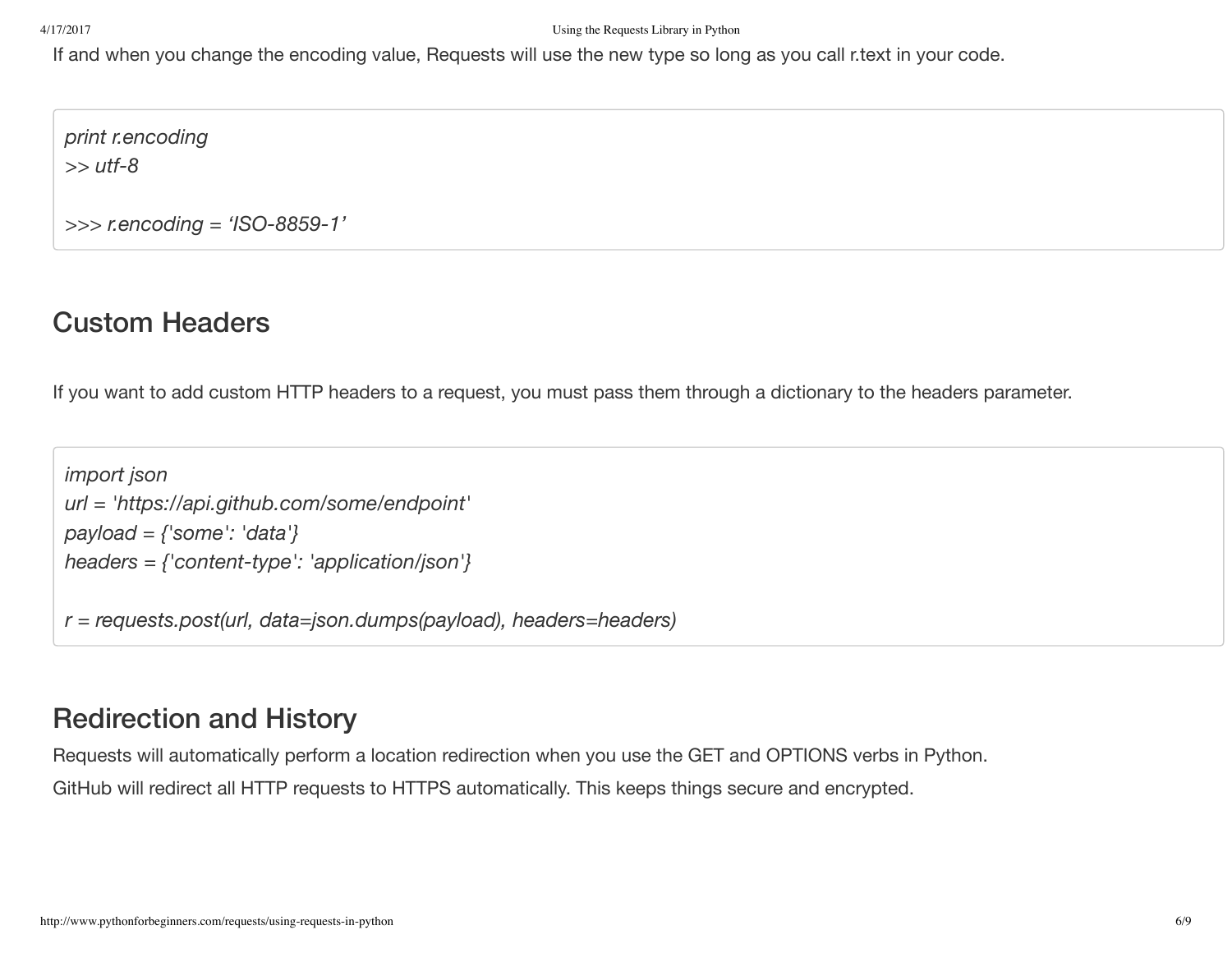If and when you change the encoding value, Requests will use the new type so long as you call r.text in your code.

```
print r.encoding
>> utf-8

>>> r.encoding = 'ISO-8859-1'
```

## Custom Headers

If you want to add custom HTTP headers to a request, you must pass them through a dictionary to the headers parameter.

```
import json
url = 'https://api.github.com/some/endpoint'
payload = {'some': 'data'}
headers = {'content-type': 'application/json'}

r = requests.post(url, data=json.dumps(payload), headers=headers)
```

## Redirection and History

Requests will automatically perform a location redirection when you use the GET and OPTIONS verbs in Python.

GitHub will redirect all HTTP requests to HTTPS automatically. This keeps things secure and encrypted.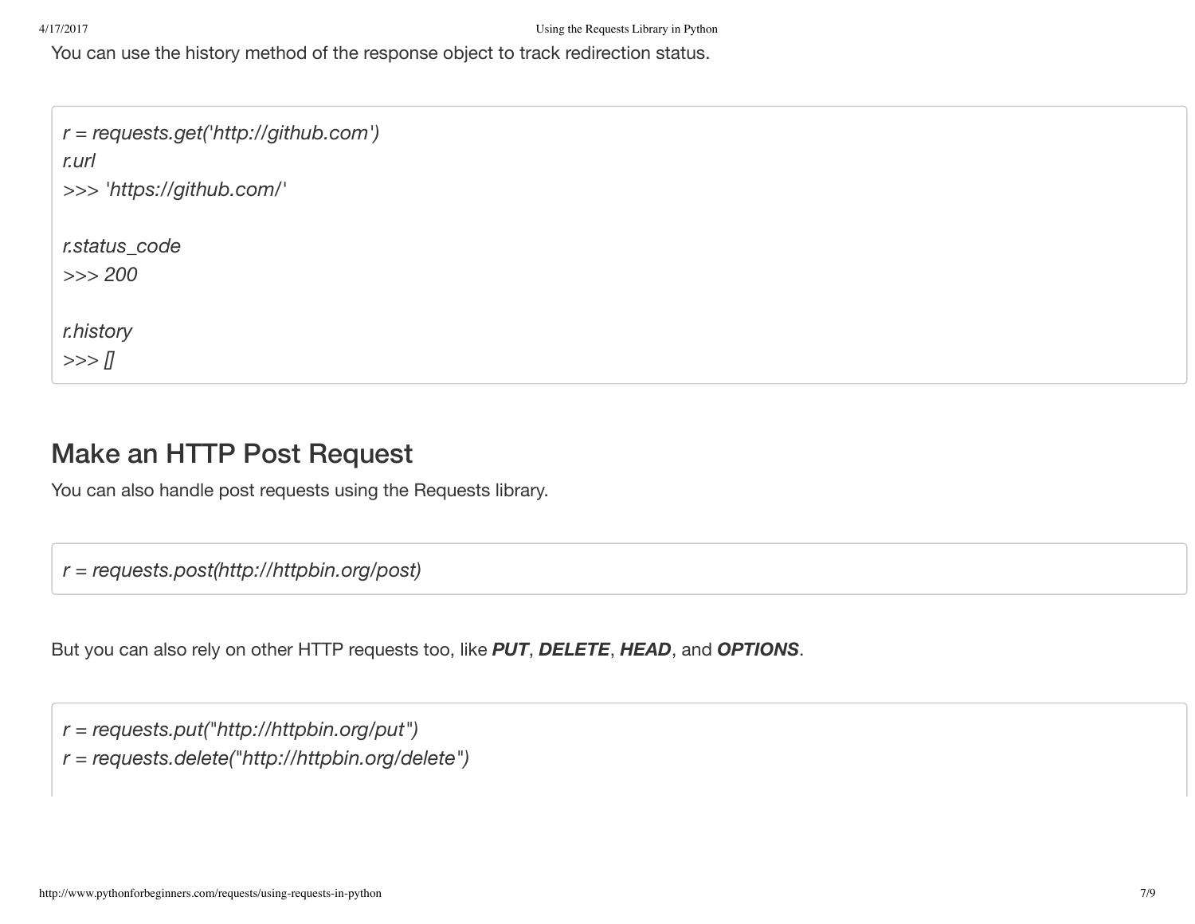You can use the history method of the response object to track redirection status.

```
r = requests.get('http://github.com')
r.url
>>> 'https://github.com/'

r.status_code
>>> 200

r.history
>>> []
```

## Make an HTTP Post Request

You can also handle post requests using the Requests library.

```
r = requests.post(http://httpbin.org/post)
```

But you can also rely on other HTTP requests too, like ***PUT***, ***DELETE***, ***HEAD***, and ***OPTIONS***.

```
r = requests.put("http://httpbin.org/put")
r = requests.delete("http://httpbin.org/delete")
```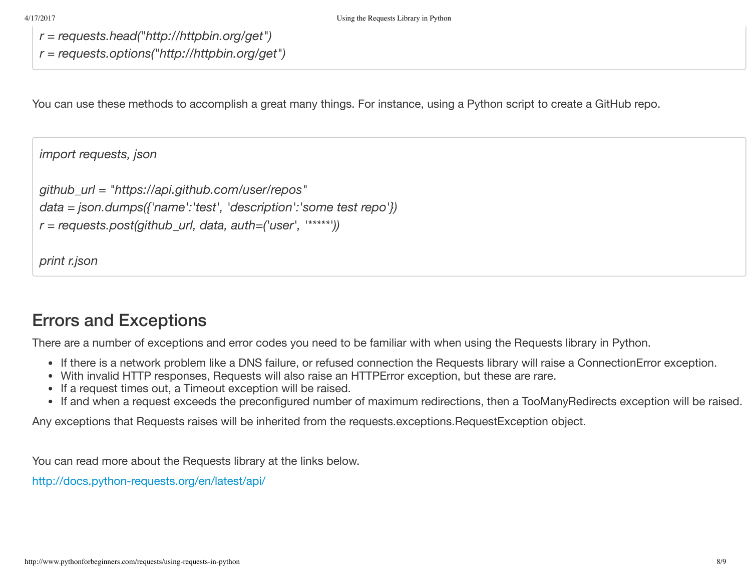```
r = requests.head("http://httpbin.org/get")
r = requests.options("http://httpbin.org/get")
```

You can use these methods to accomplish a great many things. For instance, using a Python script to create a GitHub repo.

```
import requests, json

github_url = "https://api.github.com/user/repos"
data = json.dumps({'name':'test', 'description':'some test repo'})
r = requests.post(github_url, data, auth=('user', '*****'))

print r.json
```

## Errors and Exceptions

There are a number of exceptions and error codes you need to be familiar with when using the Requests library in Python.

- If there is a network problem like a DNS failure, or refused connection the Requests library will raise a ConnectionError exception.
- With invalid HTTP responses, Requests will also raise an HTTPError exception, but these are rare.
- If a request times out, a Timeout exception will be raised.
- If and when a request exceeds the preconfigured number of maximum redirections, then a TooManyRedirects exception will be raised.

Any exceptions that Requests raises will be inherited from the requests.exceptions.RequestException object.

You can read more about the Requests library at the links below.

http://docs.python-requests.org/en/latest/api/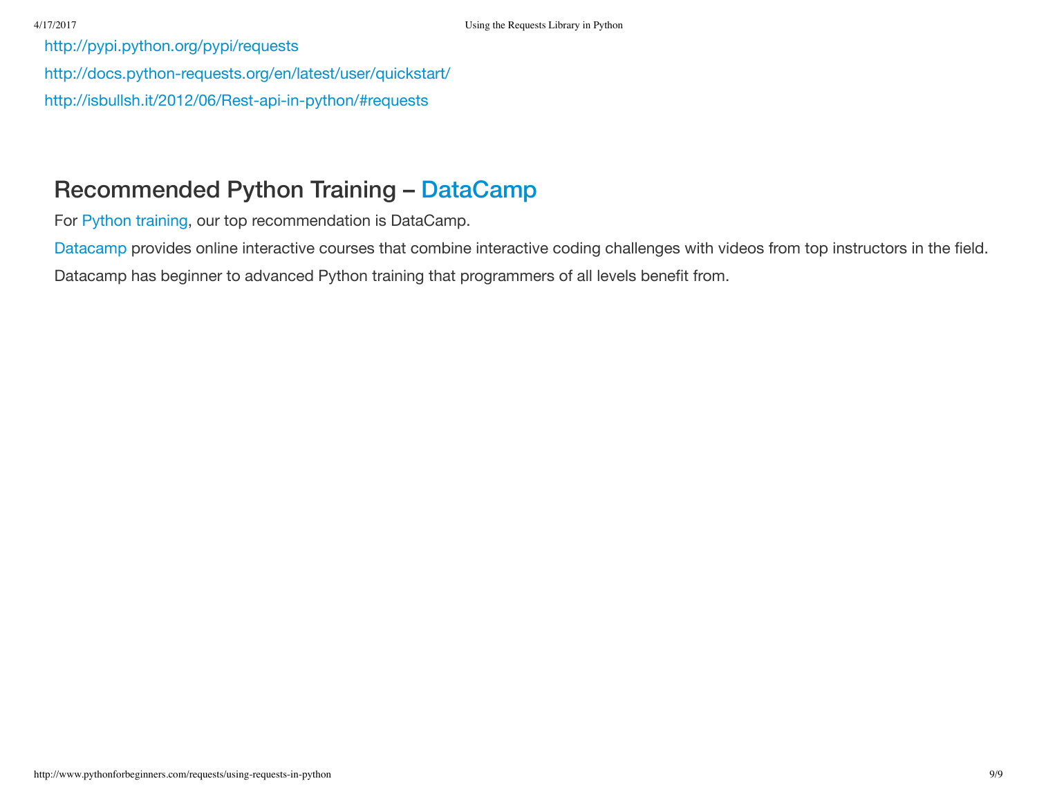http://pypi.python.org/pypi/requests

http://docs.python-requests.org/en/latest/user/quickstart/

http://isbullsh.it/2012/06/Rest-api-in-python/#requests

## Recommended Python Training – DataCamp

For Python training, our top recommendation is DataCamp.

Datacamp provides online interactive courses that combine interactive coding challenges with videos from top instructors in the field.

Datacamp has beginner to advanced Python training that programmers of all levels benefit from.